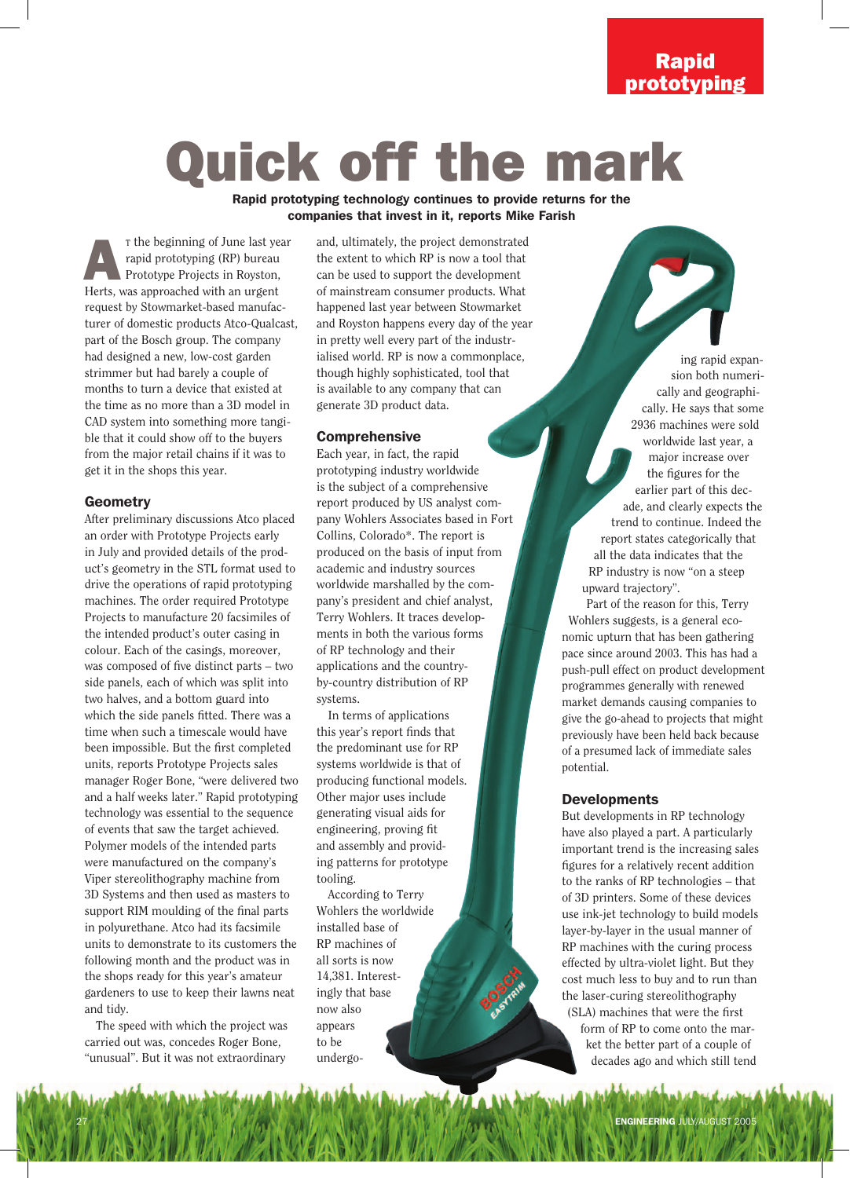# Quick off the mark

**Rapid prototyping technology continues to provide returns for the companies that invest in it, reports Mike Farish**

At the beginning of June last year rapid prototyping (RP) bureau Prototype Projects in Royston, Herts, was approached with an urgent request by Stowmarket-based manufacturer of domestic products Atco-Qualcast, part of the Bosch group. The company had designed a new, low-cost garden strimmer but had barely a couple of months to turn a device that existed at the time as no more than a 3D model in CAD system into something more tangible that it could show off to the buyers from the major retail chains if it was to get it in the shops this year.

## Geometry

After preliminary discussions Atco placed an order with Prototype Projects early in July and provided details of the product's geometry in the STL format used to drive the operations of rapid prototyping machines. The order required Prototype Projects to manufacture 20 facsimiles of the intended product's outer casing in colour. Each of the casings, moreover, was composed of five distinct parts – two side panels, each of which was split into two halves, and a bottom guard into which the side panels fitted. There was a time when such a timescale would have been impossible. But the first completed units, reports Prototype Projects sales manager Roger Bone, "were delivered two and a half weeks later." Rapid prototyping technology was essential to the sequence of events that saw the target achieved. Polymer models of the intended parts were manufactured on the company's Viper stereolithography machine from 3D Systems and then used as masters to support RIM moulding of the final parts in polyurethane. Atco had its facsimile units to demonstrate to its customers the following month and the product was in the shops ready for this year's amateur gardeners to use to keep their lawns neat and tidy.

The speed with which the project was carried out was, concedes Roger Bone, "unusual". But it was not extraordinary and, ultimately, the project demonstrated the extent to which RP is now a tool that can be used to support the development of mainstream consumer products. What happened last year between Stowmarket and Royston happens every day of the year in pretty well every part of the industrialised world. RP is now a commonplace, though highly sophisticated, tool that is available to any company that can generate 3D product data.

## Comprehensive

Each year, in fact, the rapid prototyping industry worldwide is the subject of a comprehensive report produced by US analyst company Wohlers Associates based in Fort Collins, Colorado*. The report is produced on the basis of input from academic and industry sources worldwide marshalled by the company's president and chief analyst, Terry Wohlers. It traces developments in both the various forms of RP technology and their applications and the country-by-country distribution of RP systems.

In terms of applications this year's report finds that the predominant use for RP systems worldwide is that of producing functional models. Other major uses include generating visual aids for engineering, proving fit and assembly and providing patterns for prototype tooling.

According to Terry Wohlers the worldwide installed base of RP machines of all sorts is now 14,381. Interestingly that base now also appears to be undergoing rapid expansion both numerically and geographically. He says that some 2936 machines were sold worldwide last year, a major increase over the figures for the earlier part of this decade, and clearly expects the trend to continue. Indeed the report states categorically that all the data indicates that the RP industry is now "on a steep upward trajectory".

Part of the reason for this, Terry Wohlers suggests, is a general economic upturn that has been gathering pace since around 2003. This has had a push-pull effect on product development programmes generally with renewed market demands causing companies to give the go-ahead to projects that might previously have been held back because of a presumed lack of immediate sales potential.

## Developments

But developments in RP technology have also played a part. A particularly important trend is the increasing sales figures for a relatively recent addition to the ranks of RP technologies – that of 3D printers. Some of these devices use ink-jet technology to build models layer-by-layer in the usual manner of RP machines with the curing process effected by ultra-violet light. But they cost much less to buy and to run than the laser-curing stereolithography (SLA) machines that were the first form of RP to come onto the market the better part of a couple of decades ago and which still tend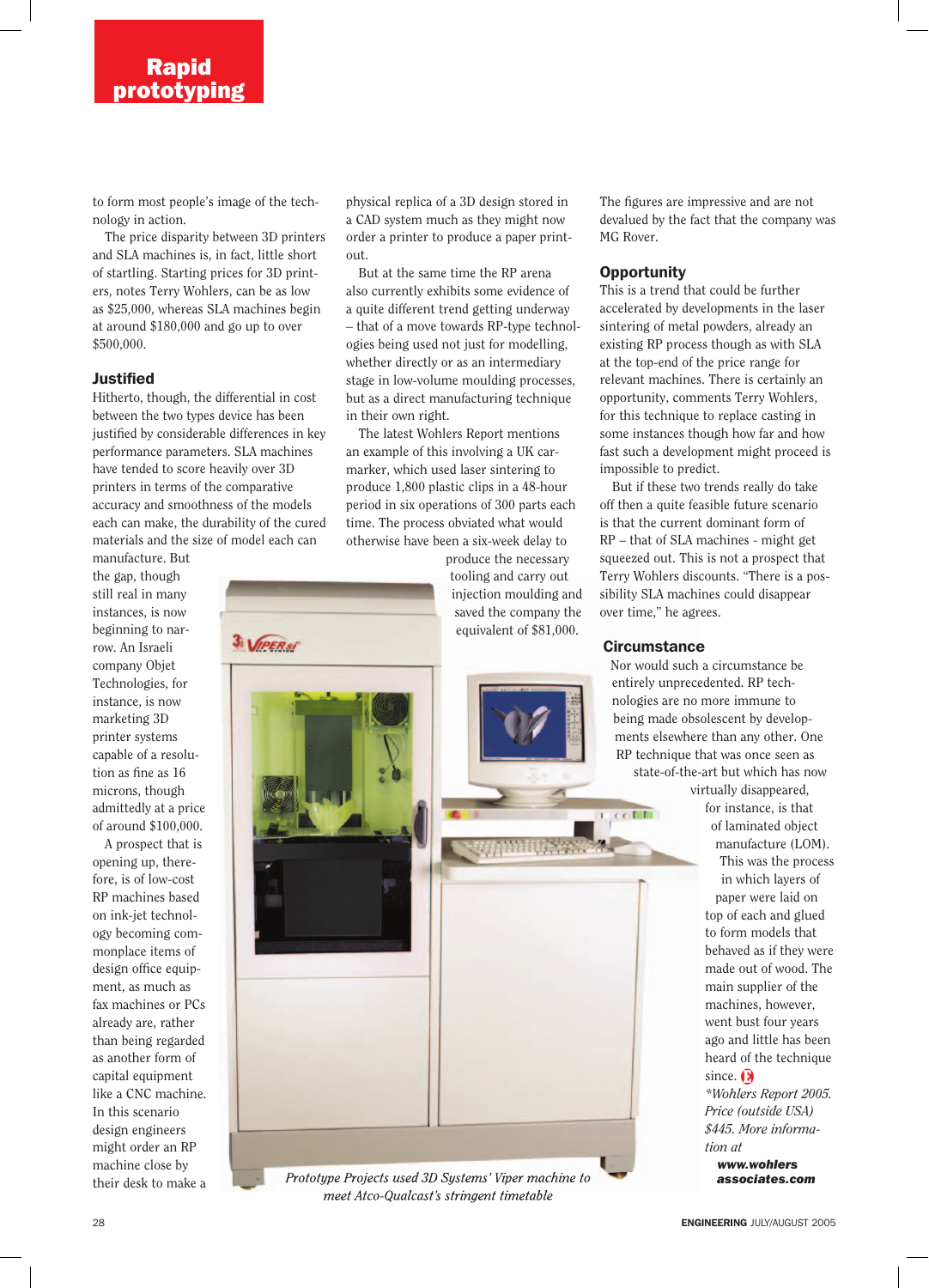to form most people's image of the technology in action.

The price disparity between 3D printers and SLA machines is, in fact, little short of startling. Starting prices for 3D printers, notes Terry Wohlers, can be as low as $25,000, whereas SLA machines begin at around $180,000 and go up to over $500,000.

## Justified

Hitherto, though, the differential in cost between the two types device has been justified by considerable differences in key performance parameters. SLA machines have tended to score heavily over 3D printers in terms of the comparative accuracy and smoothness of the models each can make, the durability of the cured materials and the size of model each can manufacture. But the gap, though still real in many instances, is now beginning to narrow. An Israeli company Objet Technologies, for instance, is now marketing 3D printer systems capable of a resolution as fine as 16 microns, though admittedly at a price of around $100,000.

A prospect that is opening up, therefore, is of low-cost RP machines based on ink-jet technology becoming commonplace items of design office equipment, as much as fax machines or PCs already are, rather than being regarded as another form of capital equipment like a CNC machine. In this scenario design engineers might order an RP machine close by their desk to make a physical replica of a 3D design stored in a CAD system much as they might now order a printer to produce a paper printout.

But at the same time the RP arena also currently exhibits some evidence of a quite different trend getting underway – that of a move towards RP-type technologies being used not just for modelling, whether directly or as an intermediary stage in low-volume moulding processes, but as a direct manufacturing technique in their own right.

The latest Wohlers Report mentions an example of this involving a UK carmarker, which used laser sintering to produce 1,800 plastic clips in a 48-hour period in six operations of 300 parts each time. The process obviated what would otherwise have been a six-week delay to produce the necessary tooling and carry out injection moulding and saved the company the equivalent of $81,000.

The figures are impressive and are not devalued by the fact that the company was MG Rover.

## Opportunity

This is a trend that could be further accelerated by developments in the laser sintering of metal powders, already an existing RP process though as with SLA at the top-end of the price range for relevant machines. There is certainly an opportunity, comments Terry Wohlers, for this technique to replace casting in some instances though how far and how fast such a development might proceed is impossible to predict.

But if these two trends really do take off then a quite feasible future scenario is that the current dominant form of RP – that of SLA machines - might get squeezed out. This is not a prospect that Terry Wohlers discounts. "There is a possibility SLA machines could disappear over time," he agrees.

## Circumstance

Nor would such a circumstance be entirely unprecedented. RP technologies are no more immune to being made obsolescent by developments elsewhere than any other. One RP technique that was once seen as state-of-the-art but which has now virtually disappeared, for instance, is that of laminated object manufacture (LOM). This was the process in which layers of paper were laid on top of each and glued to form models that behaved as if they were made out of wood. The main supplier of the machines, however, went bust four years ago and little has been heard of the technique since.

*\*Wohlers Report 2005. Price (outside USA) $445. More information at* **www.wohlers associates.com**

*Prototype Projects used 3D Systems' Viper machine to meet Atco-Qualcast's stringent timetable*